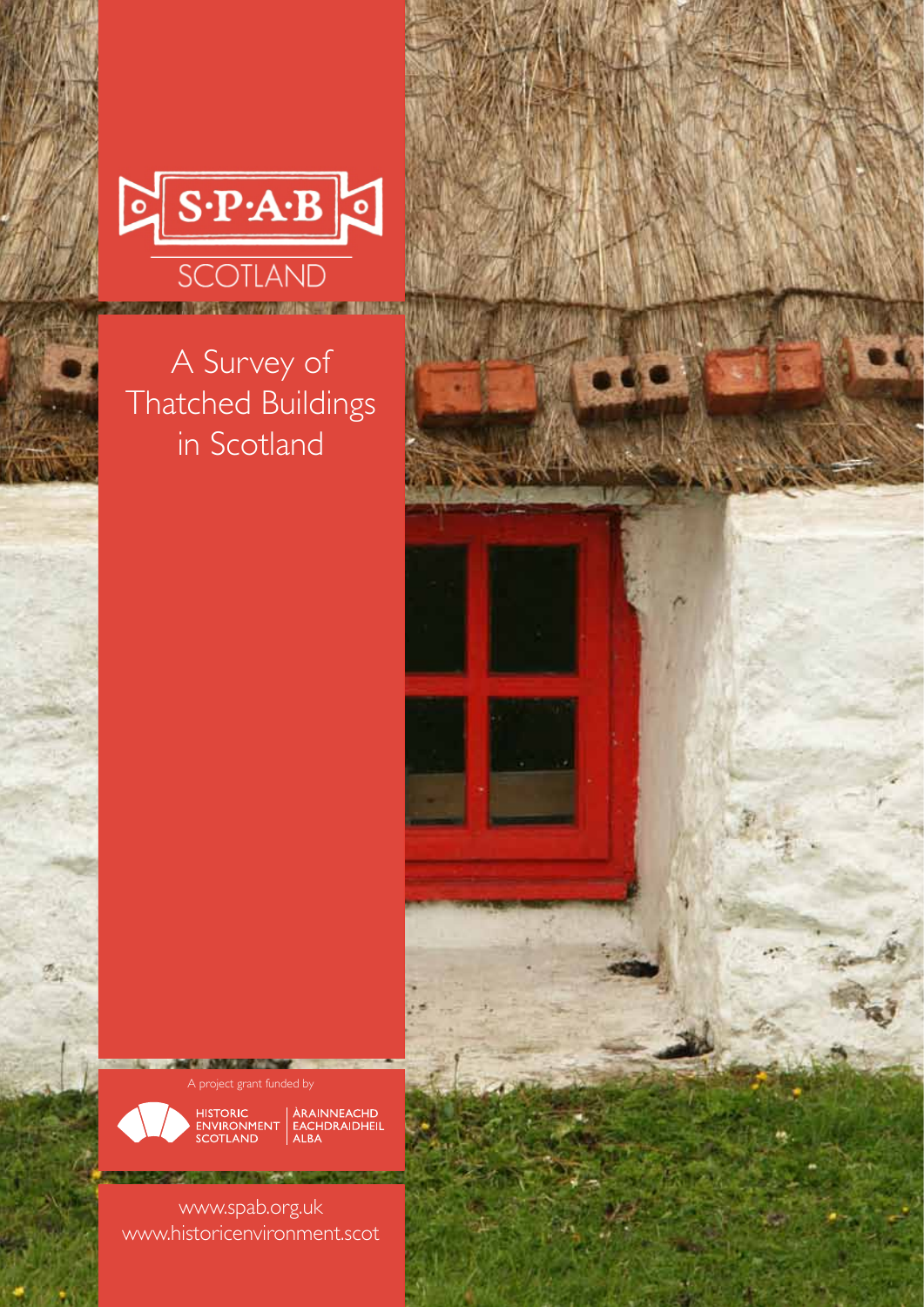S·P·A·B

SCOTLAND

# A Survey of Thatched Buildings in Scotland

A project grant funded by

HISTORIC ENVIRONMENT SCOTLAND | ÀRAINNEACHD EACHDRAIDHEIL ALBA

www.spab.org.uk
www.historicenvironment.scot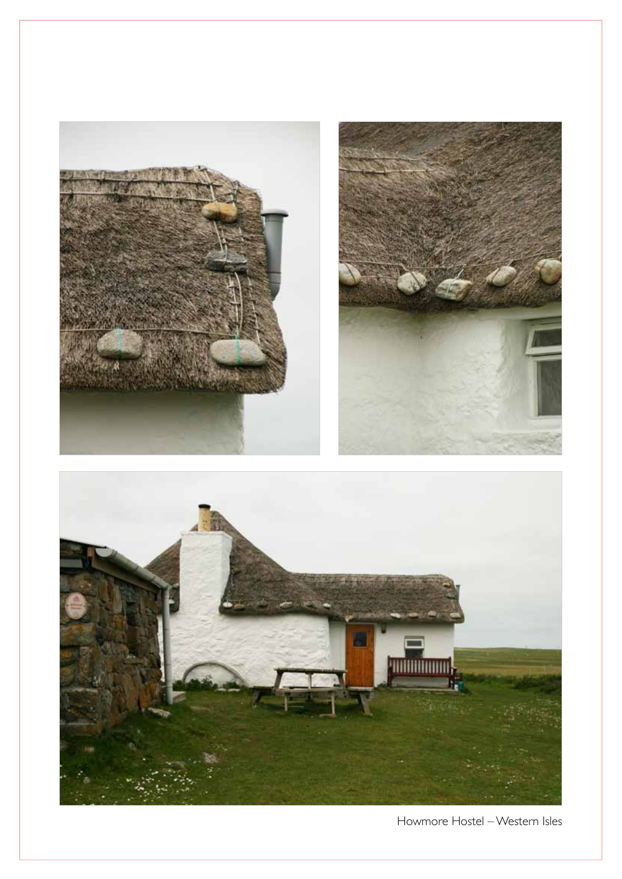Howmore Hostel – Western Isles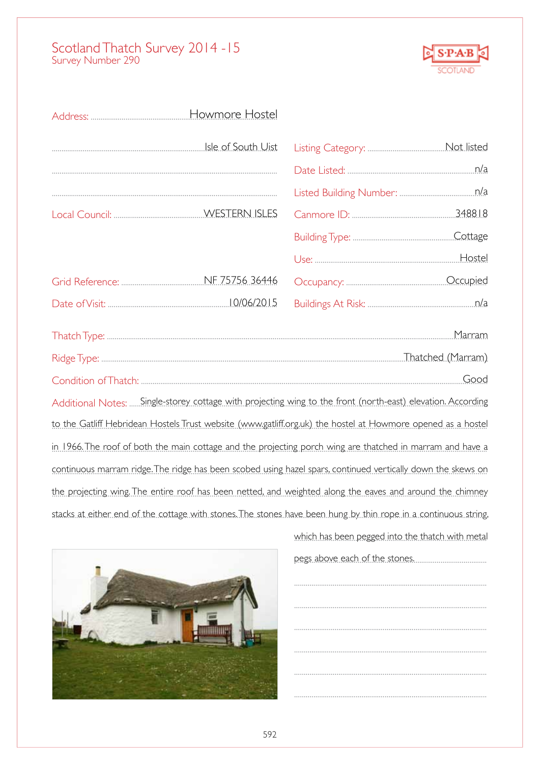# Scotland Thatch Survey 2014 -15

Survey Number 290

S·P·A·B SCOTLAND

Address: Howmore Hostel

Isle of South Uist

Local Council: WESTERN ISLES

Grid Reference: NF 75756 36446

Date of Visit: 10/06/2015

Listing Category: Not listed

Date Listed: n/a

Listed Building Number: n/a

Canmore ID: 348818

Building Type: Cottage

Use: Hostel

Occupancy: Occupied

Buildings At Risk: n/a

Thatch Type: Marram

Ridge Type: Thatched (Marram)

Condition of Thatch: Good

Additional Notes: Single-storey cottage with projecting wing to the front (north-east) elevation. According to the Gatliff Hebridean Hostels Trust website (www.gatliff.org.uk) the hostel at Howmore opened as a hostel in 1966. The roof of both the main cottage and the projecting porch wing are thatched in marram and have a continuous marram ridge. The ridge has been scobed using hazel spars, continued vertically down the skews on the projecting wing. The entire roof has been netted, and weighted along the eaves and around the chimney stacks at either end of the cottage with stones. The stones have been hung by thin rope in a continuous string, which has been pegged into the thatch with metal pegs above each of the stones.